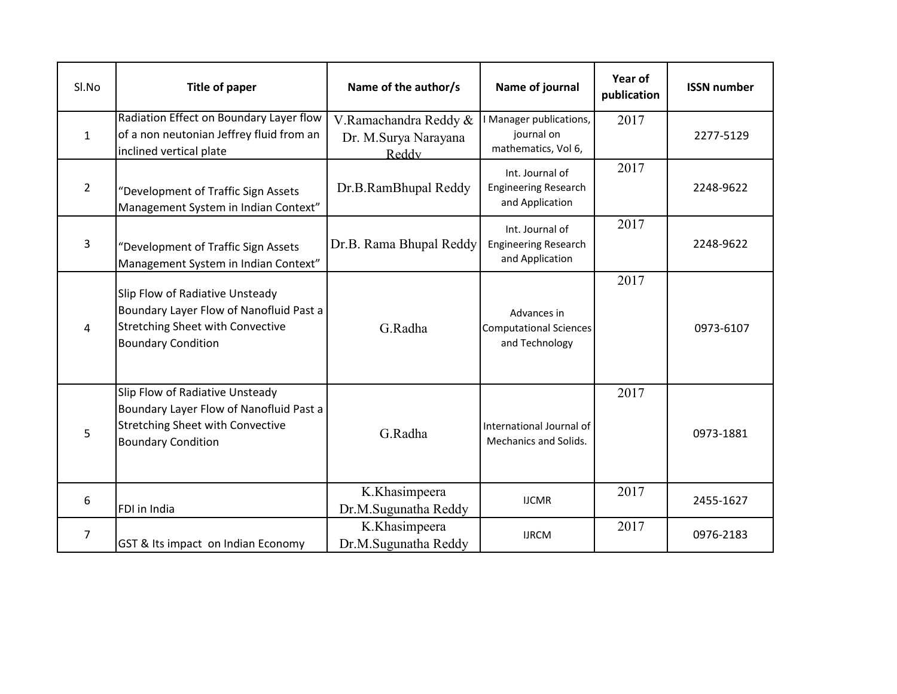| Sl.No | Title of paper | Name of the author/s | Name of journal | Year of publication | ISSN number |
|---|---|---|---|---|---|
| 1 | Radiation Effect on Boundary Layer flow of a non neutonian Jeffrey fluid from an inclined vertical plate | V.Ramachandra Reddy & Dr. M.Surya Narayana Reddy | I Manager publications, journal on mathematics, Vol 6, | 2017 | 2277-5129 |
| 2 | "Development of Traffic Sign Assets Management System in Indian Context" | Dr.B.RamBhupal Reddy | Int. Journal of Engineering Research and Application | 2017 | 2248-9622 |
| 3 | "Development of Traffic Sign Assets Management System in Indian Context" | Dr.B. Rama Bhupal Reddy | Int. Journal of Engineering Research and Application | 2017 | 2248-9622 |
| 4 | Slip Flow of Radiative Unsteady Boundary Layer Flow of Nanofluid Past a Stretching Sheet with Convective Boundary Condition | G.Radha | Advances in Computational Sciences and Technology | 2017 | 0973-6107 |
| 5 | Slip Flow of Radiative Unsteady Boundary Layer Flow of Nanofluid Past a Stretching Sheet with Convective Boundary Condition | G.Radha | International Journal of Mechanics and Solids. | 2017 | 0973-1881 |
| 6 | FDI in India | K.Khasimpeera Dr.M.Sugunatha Reddy | IJCMR | 2017 | 2455-1627 |
| 7 | GST & Its impact on Indian Economy | K.Khasimpeera Dr.M.Sugunatha Reddy | IJRCM | 2017 | 0976-2183 |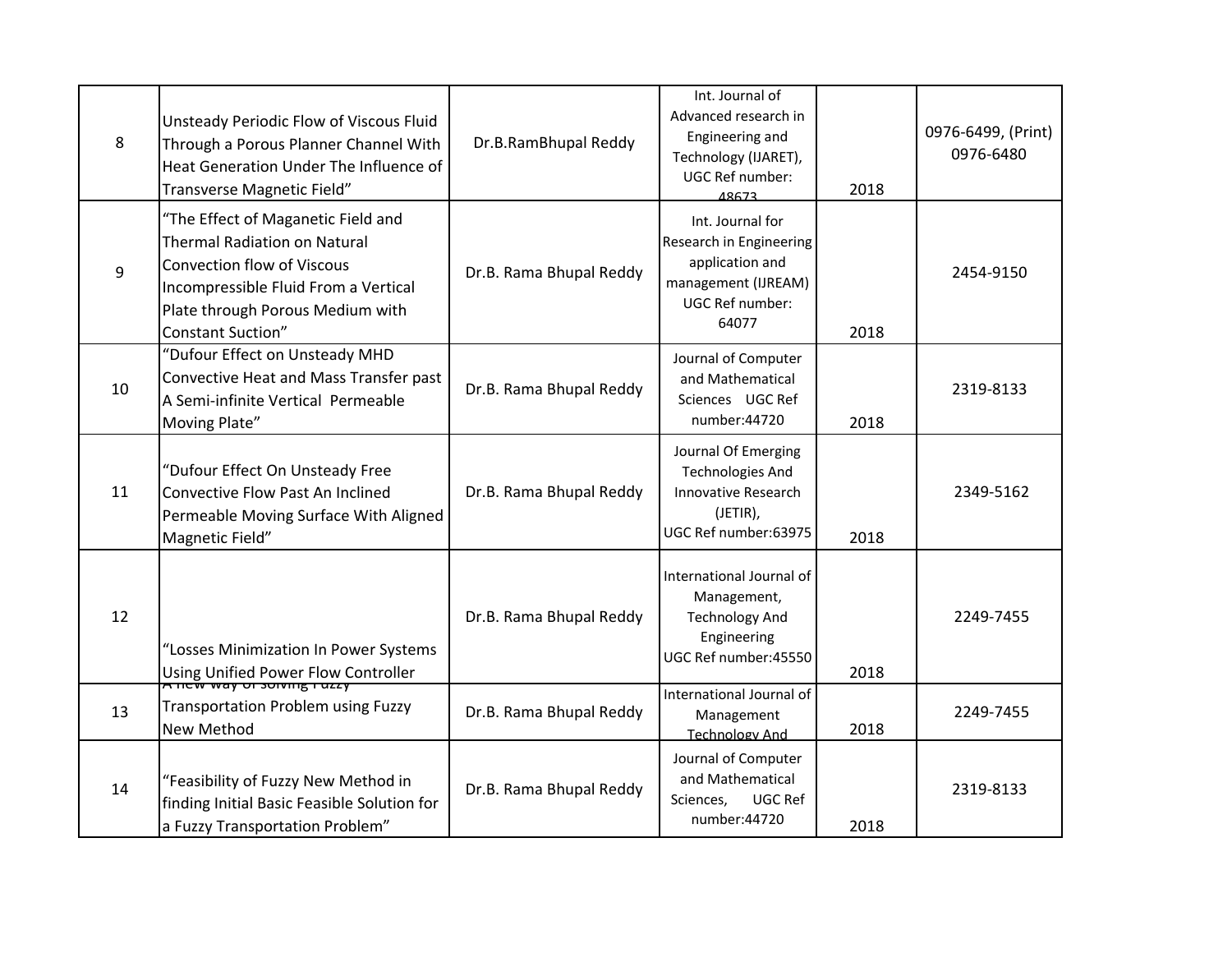| 8 | Unsteady Periodic Flow of Viscous Fluid Through a Porous Planner Channel With Heat Generation Under The Influence of Transverse Magnetic Field" | Dr.B.RamBhupal Reddy | Int. Journal of Advanced research in Engineering and Technology (IJARET), UGC Ref number: 48673 | 2018 | 0976-6499, (Print) 0976-6480 |
|---|---|---|---|---|---|
| 9 | "The Effect of Maganetic Field and Thermal Radiation on Natural Convection flow of Viscous Incompressible Fluid From a Vertical Plate through Porous Medium with Constant Suction" | Dr.B. Rama Bhupal Reddy | Int. Journal for Research in Engineering application and management (IJREAM) UGC Ref number: 64077 | 2018 | 2454-9150 |
| 10 | "Dufour Effect on Unsteady MHD Convective Heat and Mass Transfer past A Semi-infinite Vertical Permeable Moving Plate" | Dr.B. Rama Bhupal Reddy | Journal of Computer and Mathematical Sciences UGC Ref number:44720 | 2018 | 2319-8133 |
| 11 | "Dufour Effect On Unsteady Free Convective Flow Past An Inclined Permeable Moving Surface With Aligned Magnetic Field" | Dr.B. Rama Bhupal Reddy | Journal Of Emerging Technologies And Innovative Research (JETIR), UGC Ref number:63975 | 2018 | 2349-5162 |
| 12 | "Losses Minimization In Power Systems Using Unified Power Flow Controller | Dr.B. Rama Bhupal Reddy | International Journal of Management, Technology And Engineering UGC Ref number:45550 | 2018 | 2249-7455 |
| 13 | A new way of solving Fuzzy Transportation Problem using Fuzzy New Method | Dr.B. Rama Bhupal Reddy | International Journal of Management Technology And | 2018 | 2249-7455 |
| 14 | "Feasibility of Fuzzy New Method in finding Initial Basic Feasible Solution for a Fuzzy Transportation Problem" | Dr.B. Rama Bhupal Reddy | Journal of Computer and Mathematical Sciences, UGC Ref number:44720 | 2018 | 2319-8133 |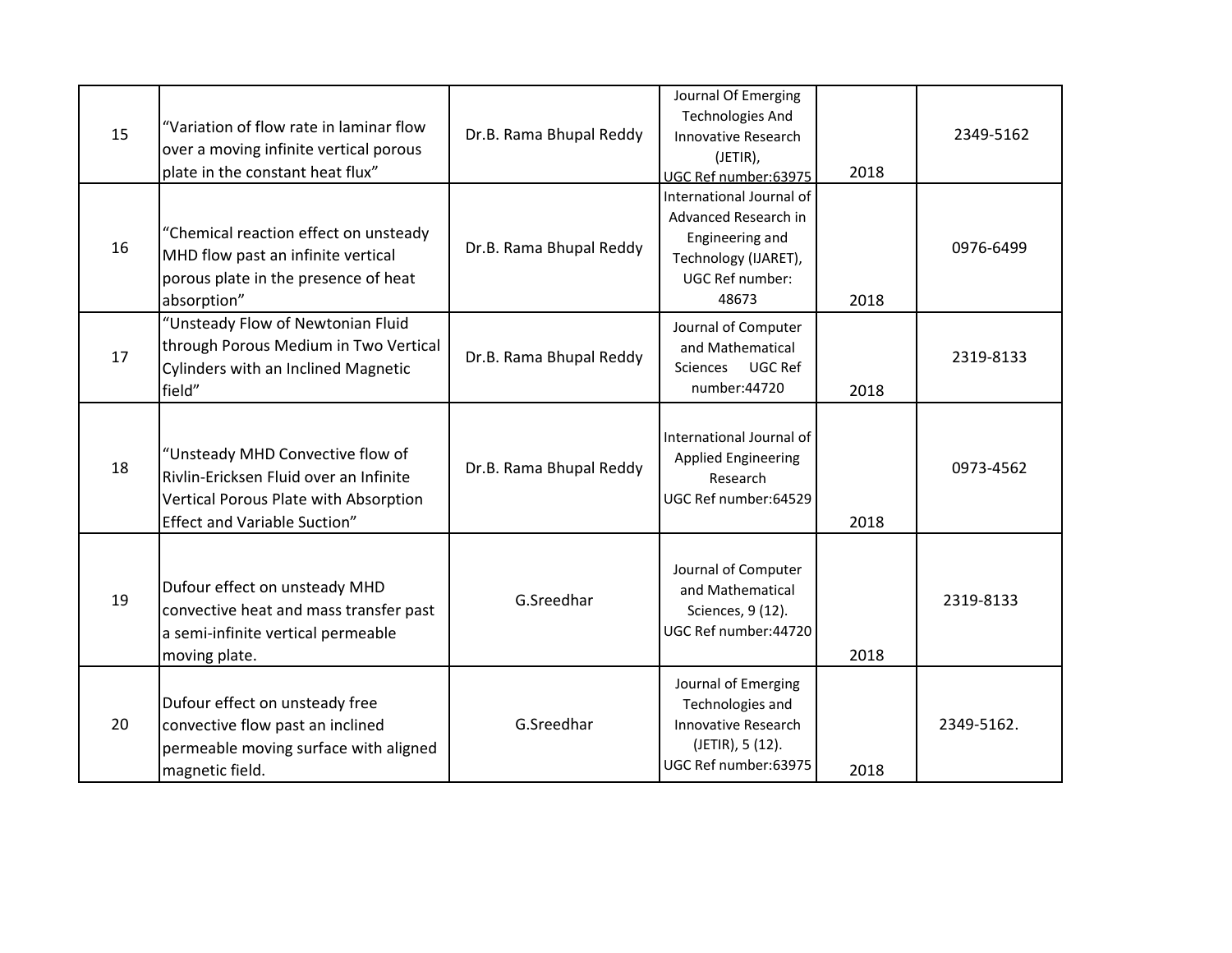| 15 | "Variation of flow rate in laminar flow over a moving infinite vertical porous plate in the constant heat flux" | Dr.B. Rama Bhupal Reddy | Journal Of Emerging Technologies And Innovative Research (JETIR), UGC Ref number:63975 | 2018 | 2349-5162 |
|---|---|---|---|---|---|
| 16 | "Chemical reaction effect on unsteady MHD flow past an infinite vertical porous plate in the presence of heat absorption" | Dr.B. Rama Bhupal Reddy | International Journal of Advanced Research in Engineering and Technology (IJARET), UGC Ref number: 48673 | 2018 | 0976-6499 |
| 17 | "Unsteady Flow of Newtonian Fluid through Porous Medium in Two Vertical Cylinders with an Inclined Magnetic field" | Dr.B. Rama Bhupal Reddy | Journal of Computer and Mathematical Sciences UGC Ref number:44720 | 2018 | 2319-8133 |
| 18 | "Unsteady MHD Convective flow of Rivlin-Ericksen Fluid over an Infinite Vertical Porous Plate with Absorption Effect and Variable Suction" | Dr.B. Rama Bhupal Reddy | International Journal of Applied Engineering Research UGC Ref number:64529 | 2018 | 0973-4562 |
| 19 | Dufour effect on unsteady MHD convective heat and mass transfer past a semi-infinite vertical permeable moving plate. | G.Sreedhar | Journal of Computer and Mathematical Sciences, 9 (12). UGC Ref number:44720 | 2018 | 2319-8133 |
| 20 | Dufour effect on unsteady free convective flow past an inclined permeable moving surface with aligned magnetic field. | G.Sreedhar | Journal of Emerging Technologies and Innovative Research (JETIR), 5 (12). UGC Ref number:63975 | 2018 | 2349-5162. |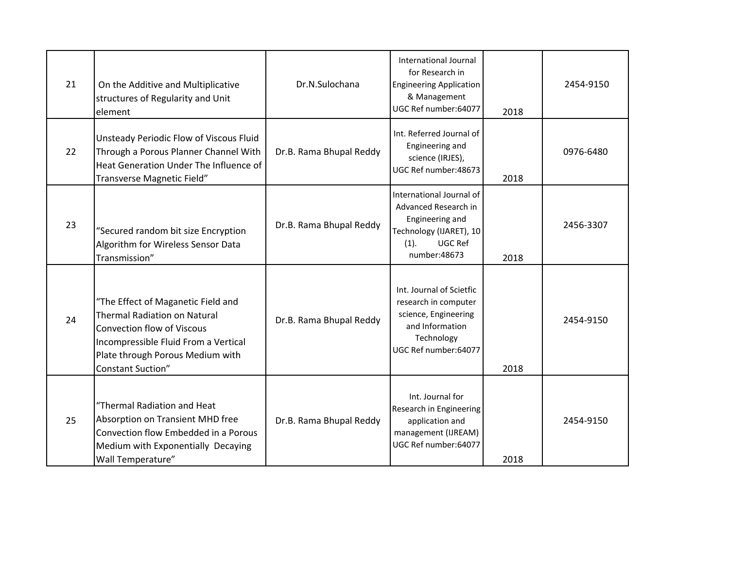| 21 | On the Additive and Multiplicative structures of Regularity and Unit element | Dr.N.Sulochana | International Journal for Research in Engineering Application & Management UGC Ref number:64077 | 2018 | 2454-9150 |
|---|---|---|---|---|---|
| 22 | Unsteady Periodic Flow of Viscous Fluid Through a Porous Planner Channel With Heat Generation Under The Influence of Transverse Magnetic Field” | Dr.B. Rama Bhupal Reddy | Int. Referred Journal of Engineering and science (IRJES), UGC Ref number:48673 | 2018 | 0976-6480 |
| 23 | “Secured random bit size Encryption Algorithm for Wireless Sensor Data Transmission” | Dr.B. Rama Bhupal Reddy | International Journal of Advanced Research in Engineering and Technology (IJARET), 10 (1). UGC Ref number:48673 | 2018 | 2456-3307 |
| 24 | “The Effect of Maganetic Field and Thermal Radiation on Natural Convection flow of Viscous Incompressible Fluid From a Vertical Plate through Porous Medium with Constant Suction” | Dr.B. Rama Bhupal Reddy | Int. Journal of Scietfic research in computer science, Engineering and Information Technology UGC Ref number:64077 | 2018 | 2454-9150 |
| 25 | “Thermal Radiation and Heat Absorption on Transient MHD free Convection flow Embedded in a Porous Medium with Exponentially Decaying Wall Temperature” | Dr.B. Rama Bhupal Reddy | Int. Journal for Research in Engineering application and management (IJREAM) UGC Ref number:64077 | 2018 | 2454-9150 |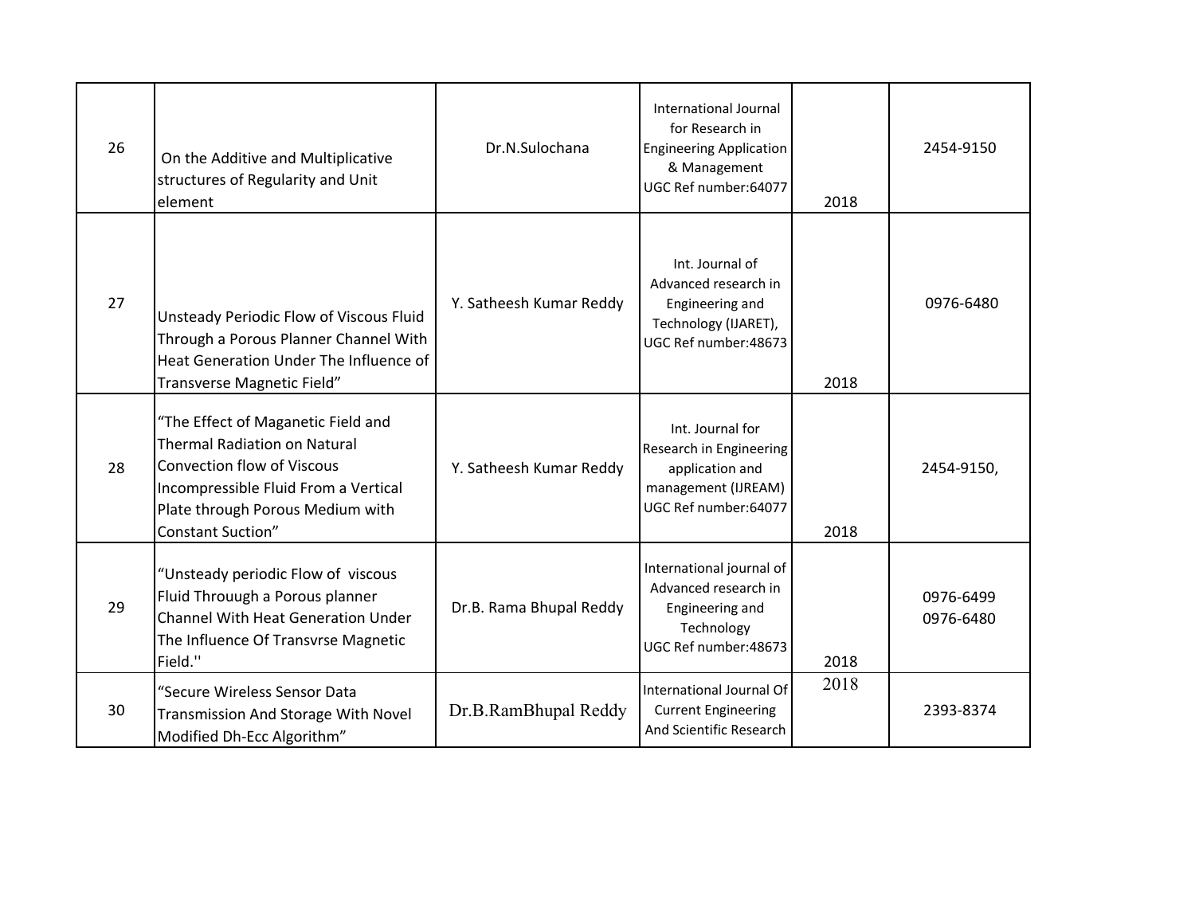| 26 | On the Additive and Multiplicative structures of Regularity and Unit element | Dr.N.Sulochana | International Journal for Research in Engineering Application & Management UGC Ref number:64077 | 2018 | 2454-9150 |
|---|---|---|---|---|---|
| 27 | Unsteady Periodic Flow of Viscous Fluid Through a Porous Planner Channel With Heat Generation Under The Influence of Transverse Magnetic Field” | Y. Satheesh Kumar Reddy | Int. Journal of Advanced research in Engineering and Technology (IJARET), UGC Ref number:48673 | 2018 | 0976-6480 |
| 28 | “The Effect of Maganetic Field and Thermal Radiation on Natural Convection flow of Viscous Incompressible Fluid From a Vertical Plate through Porous Medium with Constant Suction” | Y. Satheesh Kumar Reddy | Int. Journal for Research in Engineering application and management (IJREAM) UGC Ref number:64077 | 2018 | 2454-9150, |
| 29 | “Unsteady periodic Flow of viscous Fluid Throuugh a Porous planner Channel With Heat Generation Under The Influence Of Transvrse Magnetic Field.'' | Dr.B. Rama Bhupal Reddy | International journal of Advanced research in Engineering and Technology UGC Ref number:48673 | 2018 | 0976-6499 0976-6480 |
| 30 | “Secure Wireless Sensor Data Transmission And Storage With Novel Modified Dh-Ecc Algorithm” | Dr.B.RamBhupal Reddy | International Journal Of Current Engineering And Scientific Research | 2018 | 2393-8374 |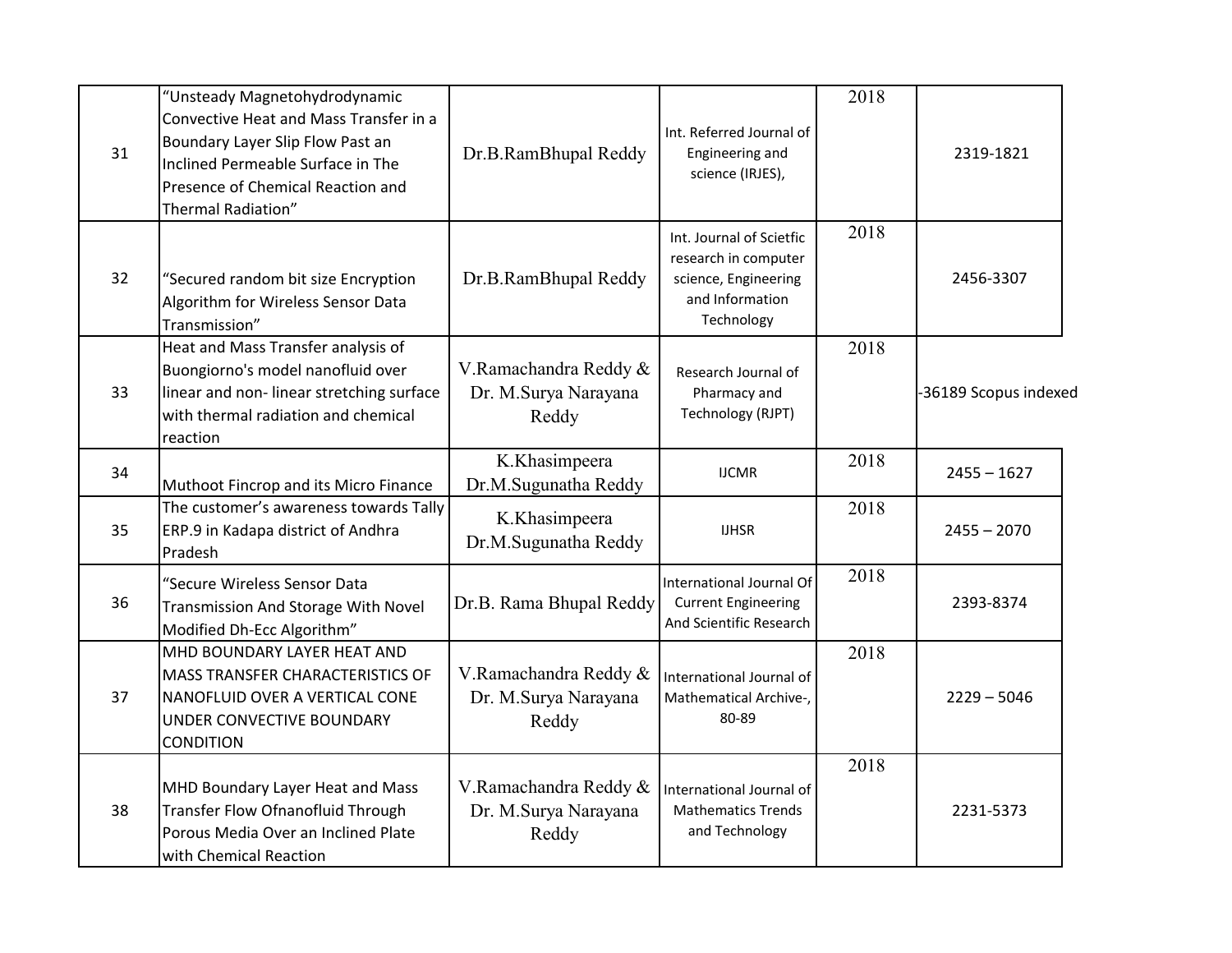| 31 | "Unsteady Magnetohydrodynamic Convective Heat and Mass Transfer in a Boundary Layer Slip Flow Past an Inclined Permeable Surface in The Presence of Chemical Reaction and Thermal Radiation" | Dr.B.RamBhupal Reddy | Int. Referred Journal of Engineering and science (IRJES), | 2018 | 2319-1821 |
|---|---|---|---|---|---|
| 32 | "Secured random bit size Encryption Algorithm for Wireless Sensor Data Transmission" | Dr.B.RamBhupal Reddy | Int. Journal of Scietfic research in computer science, Engineering and Information Technology | 2018 | 2456-3307 |
| 33 | Heat and Mass Transfer analysis of Buongiorno's model nanofluid over linear and non- linear stretching surface with thermal radiation and chemical reaction | V.Ramachandra Reddy & Dr. M.Surya Narayana Reddy | Research Journal of Pharmacy and Technology (RJPT) | 2018 | -36189 Scopus indexed |
| 34 | Muthoot Fincrop and its Micro Finance | K.Khasimpeera Dr.M.Sugunatha Reddy | IJCMR | 2018 | 2455 – 1627 |
| 35 | The customer's awareness towards Tally ERP.9 in Kadapa district of Andhra Pradesh | K.Khasimpeera Dr.M.Sugunatha Reddy | IJHSR | 2018 | 2455 – 2070 |
| 36 | "Secure Wireless Sensor Data Transmission And Storage With Novel Modified Dh-Ecc Algorithm" | Dr.B. Rama Bhupal Reddy | International Journal Of Current Engineering And Scientific Research | 2018 | 2393-8374 |
| 37 | MHD BOUNDARY LAYER HEAT AND MASS TRANSFER CHARACTERISTICS OF NANOFLUID OVER A VERTICAL CONE UNDER CONVECTIVE BOUNDARY CONDITION | V.Ramachandra Reddy & Dr. M.Surya Narayana Reddy | International Journal of Mathematical Archive-, 80-89 | 2018 | 2229 – 5046 |
| 38 | MHD Boundary Layer Heat and Mass Transfer Flow Ofnanofluid Through Porous Media Over an Inclined Plate with Chemical Reaction | V.Ramachandra Reddy & Dr. M.Surya Narayana Reddy | International Journal of Mathematics Trends and Technology | 2018 | 2231-5373 |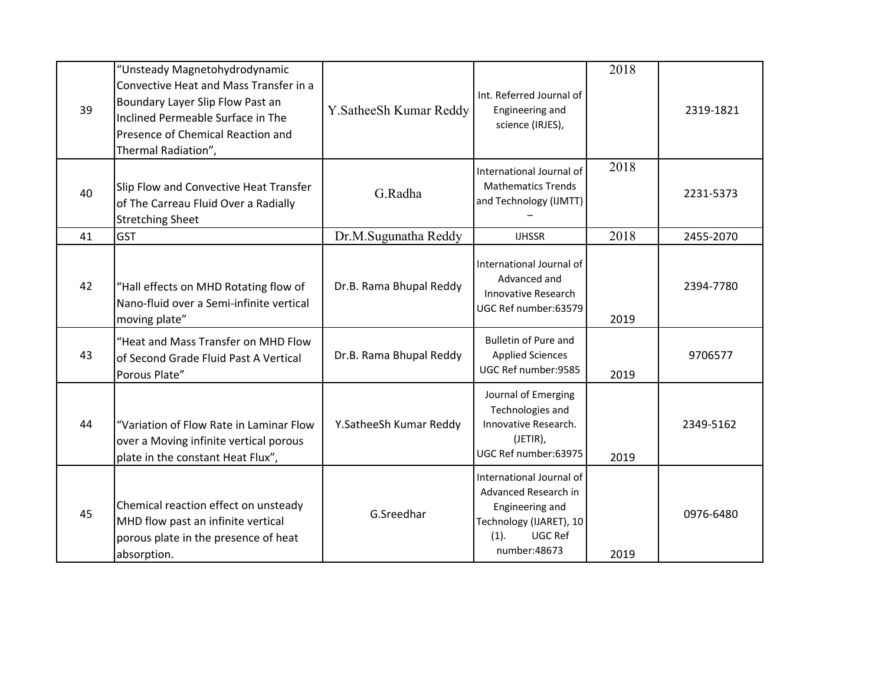| | | | | | |
|---|---|---|---|---|---|
| 39 | "Unsteady Magnetohydrodynamic Convective Heat and Mass Transfer in a Boundary Layer Slip Flow Past an Inclined Permeable Surface in The Presence of Chemical Reaction and Thermal Radiation", | Y.SatheeSh Kumar Reddy | Int. Referred Journal of Engineering and science (IRJES), | 2018 | 2319-1821 |
| 40 | Slip Flow and Convective Heat Transfer of The Carreau Fluid Over a Radially Stretching Sheet | G.Radha | International Journal of Mathematics Trends and Technology (IJMTT) – | 2018 | 2231-5373 |
| 41 | GST | Dr.M.Sugunatha Reddy | IJHSSR | 2018 | 2455-2070 |
| 42 | "Hall effects on MHD Rotating flow of Nano-fluid over a Semi-infinite vertical moving plate" | Dr.B. Rama Bhupal Reddy | International Journal of Advanced and Innovative Research UGC Ref number:63579 | 2019 | 2394-7780 |
| 43 | "Heat and Mass Transfer on MHD Flow of Second Grade Fluid Past A Vertical Porous Plate" | Dr.B. Rama Bhupal Reddy | Bulletin of Pure and Applied Sciences UGC Ref number:9585 | 2019 | 9706577 |
| 44 | "Variation of Flow Rate in Laminar Flow over a Moving infinite vertical porous plate in the constant Heat Flux", | Y.SatheeSh Kumar Reddy | Journal of Emerging Technologies and Innovative Research. (JETIR), UGC Ref number:63975 | 2019 | 2349-5162 |
| 45 | Chemical reaction effect on unsteady MHD flow past an infinite vertical porous plate in the presence of heat absorption. | G.Sreedhar | International Journal of Advanced Research in Engineering and Technology (IJARET), 10 (1). UGC Ref number:48673 | 2019 | 0976-6480 |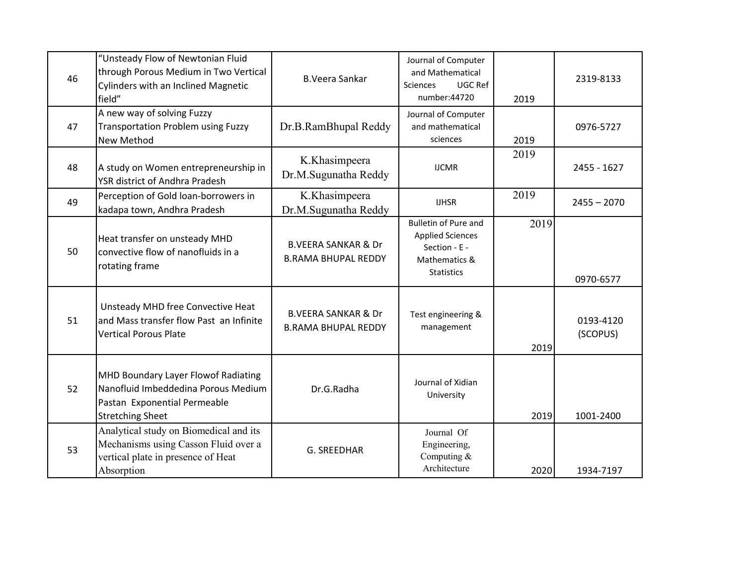| | | | | | |
|---|---|---|---|---|---|
| 46 | "Unsteady Flow of Newtonian Fluid through Porous Medium in Two Vertical Cylinders with an Inclined Magnetic field" | B.Veera Sankar | Journal of Computer and Mathematical Sciences UGC Ref number:44720 | 2019 | 2319-8133 |
| 47 | A new way of solving Fuzzy Transportation Problem using Fuzzy New Method | Dr.B.RamBhupal Reddy | Journal of Computer and mathematical sciences | 2019 | 0976-5727 |
| 48 | A study on Women entrepreneurship in YSR district of Andhra Pradesh | K.Khasimpeera Dr.M.Sugunatha Reddy | IJCMR | 2019 | 2455 - 1627 |
| 49 | Perception of Gold loan-borrowers in kadapa town, Andhra Pradesh | K.Khasimpeera Dr.M.Sugunatha Reddy | IJHSR | 2019 | 2455 – 2070 |
| 50 | Heat transfer on unsteady MHD convective flow of nanofluids in a rotating frame | B.VEERA SANKAR & Dr B.RAMA BHUPAL REDDY | Bulletin of Pure and Applied Sciences Section - E - Mathematics & Statistics | 2019 | 0970-6577 |
| 51 | Unsteady MHD free Convective Heat and Mass transfer flow Past an Infinite Vertical Porous Plate | B.VEERA SANKAR & Dr B.RAMA BHUPAL REDDY | Test engineering & management | 2019 | 0193-4120 (SCOPUS) |
| 52 | MHD Boundary Layer Flowof Radiating Nanofluid Imbeddedina Porous Medium Pastan Exponential Permeable Stretching Sheet | Dr.G.Radha | Journal of Xidian University | 2019 | 1001-2400 |
| 53 | Analytical study on Biomedical and its Mechanisms using Casson Fluid over a vertical plate in presence of Heat Absorption | G. SREEDHAR | Journal Of Engineering, Computing & Architecture | 2020 | 1934-7197 |